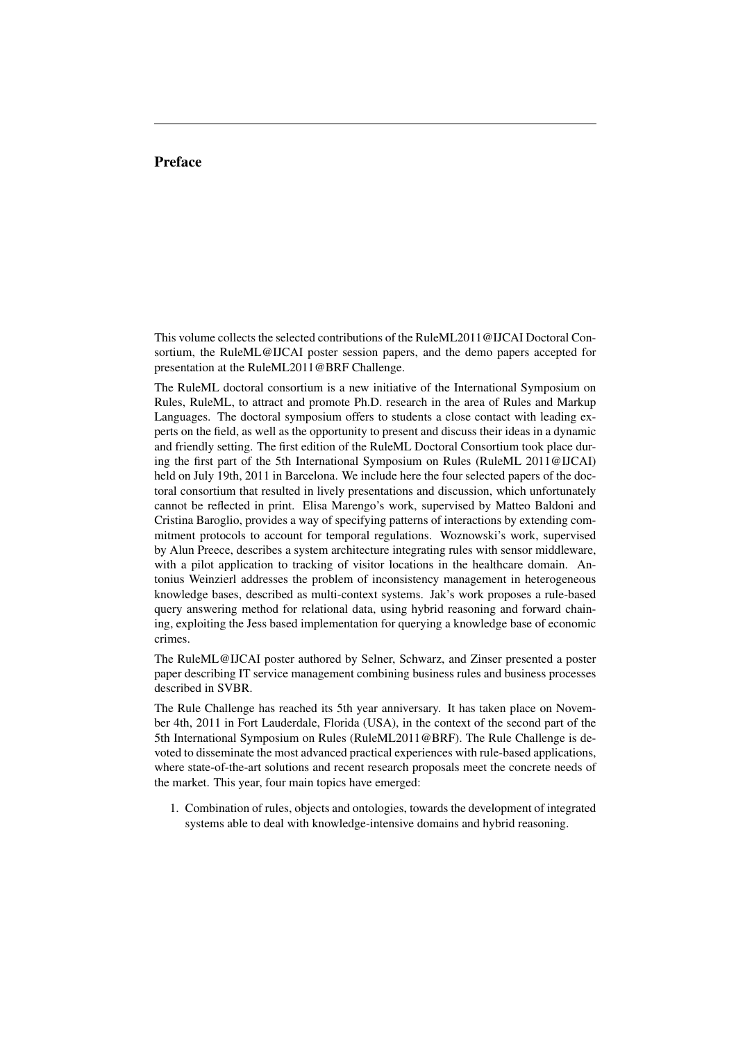# Preface

This volume collects the selected contributions of the RuleML2011@IJCAI Doctoral Consortium, the RuleML@IJCAI poster session papers, and the demo papers accepted for presentation at the RuleML2011@BRF Challenge.

The RuleML doctoral consortium is a new initiative of the International Symposium on Rules, RuleML, to attract and promote Ph.D. research in the area of Rules and Markup Languages. The doctoral symposium offers to students a close contact with leading experts on the field, as well as the opportunity to present and discuss their ideas in a dynamic and friendly setting. The first edition of the RuleML Doctoral Consortium took place during the first part of the 5th International Symposium on Rules (RuleML 2011@IJCAI) held on July 19th, 2011 in Barcelona. We include here the four selected papers of the doctoral consortium that resulted in lively presentations and discussion, which unfortunately cannot be reflected in print. Elisa Marengo's work, supervised by Matteo Baldoni and Cristina Baroglio, provides a way of specifying patterns of interactions by extending commitment protocols to account for temporal regulations. Woznowski's work, supervised by Alun Preece, describes a system architecture integrating rules with sensor middleware, with a pilot application to tracking of visitor locations in the healthcare domain. Antonius Weinzierl addresses the problem of inconsistency management in heterogeneous knowledge bases, described as multi-context systems. Jak's work proposes a rule-based query answering method for relational data, using hybrid reasoning and forward chaining, exploiting the Jess based implementation for querying a knowledge base of economic crimes.

The RuleML@IJCAI poster authored by Selner, Schwarz, and Zinser presented a poster paper describing IT service management combining business rules and business processes described in SVBR.

The Rule Challenge has reached its 5th year anniversary. It has taken place on November 4th, 2011 in Fort Lauderdale, Florida (USA), in the context of the second part of the 5th International Symposium on Rules (RuleML2011@BRF). The Rule Challenge is devoted to disseminate the most advanced practical experiences with rule-based applications, where state-of-the-art solutions and recent research proposals meet the concrete needs of the market. This year, four main topics have emerged:

1. Combination of rules, objects and ontologies, towards the development of integrated systems able to deal with knowledge-intensive domains and hybrid reasoning.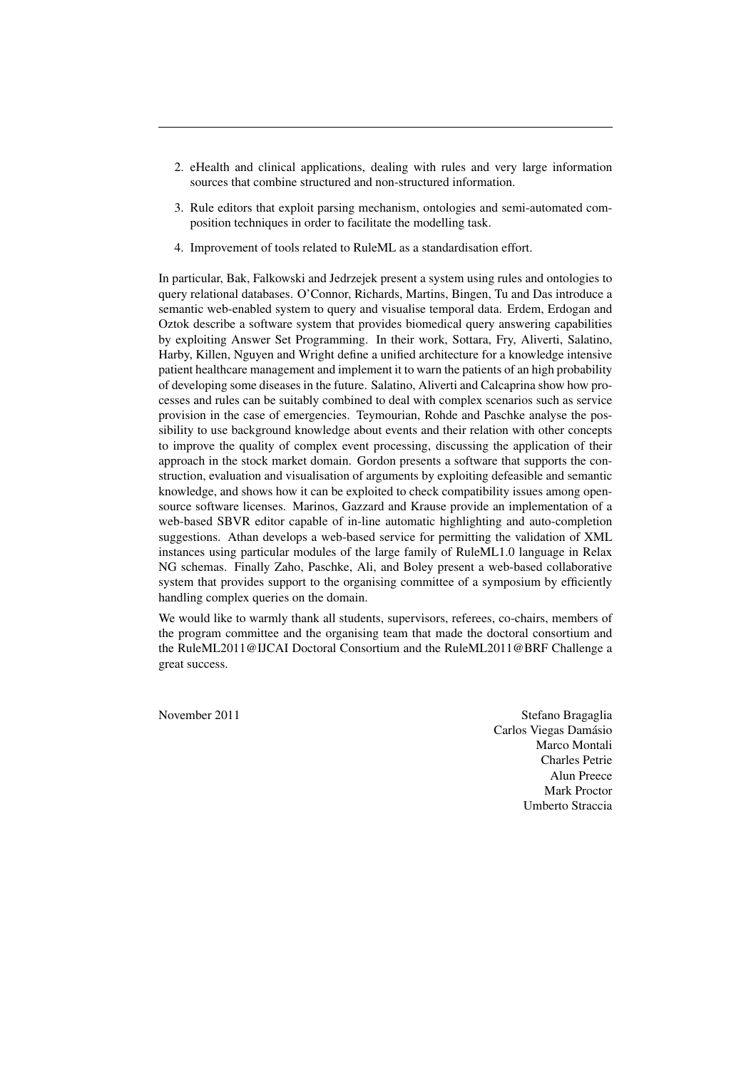2. eHealth and clinical applications, dealing with rules and very large information sources that combine structured and non-structured information.
3. Rule editors that exploit parsing mechanism, ontologies and semi-automated composition techniques in order to facilitate the modelling task.
4. Improvement of tools related to RuleML as a standardisation effort.

In particular, Bak, Falkowski and Jedrzejek present a system using rules and ontologies to query relational databases. O'Connor, Richards, Martins, Bingen, Tu and Das introduce a semantic web-enabled system to query and visualise temporal data. Erdem, Erdogan and Oztok describe a software system that provides biomedical query answering capabilities by exploiting Answer Set Programming. In their work, Sottara, Fry, Aliverti, Salatino, Harby, Killen, Nguyen and Wright define a unified architecture for a knowledge intensive patient healthcare management and implement it to warn the patients of an high probability of developing some diseases in the future. Salatino, Aliverti and Calcaprina show how processes and rules can be suitably combined to deal with complex scenarios such as service provision in the case of emergencies. Teymourian, Rohde and Paschke analyse the possibility to use background knowledge about events and their relation with other concepts to improve the quality of complex event processing, discussing the application of their approach in the stock market domain. Gordon presents a software that supports the construction, evaluation and visualisation of arguments by exploiting defeasible and semantic knowledge, and shows how it can be exploited to check compatibility issues among open-source software licenses. Marinos, Gazzard and Krause provide an implementation of a web-based SBVR editor capable of in-line automatic highlighting and auto-completion suggestions. Athan develops a web-based service for permitting the validation of XML instances using particular modules of the large family of RuleML1.0 language in Relax NG schemas. Finally Zaho, Paschke, Ali, and Boley present a web-based collaborative system that provides support to the organising committee of a symposium by efficiently handling complex queries on the domain.

We would like to warmly thank all students, supervisors, referees, co-chairs, members of the program committee and the organising team that made the doctoral consortium and the RuleML2011@IJCAI Doctoral Consortium and the RuleML2011@BRF Challenge a great success.

November 2011

Stefano Bragaglia
Carlos Viegas Damásio
Marco Montali
Charles Petrie
Alun Preece
Mark Proctor
Umberto Straccia